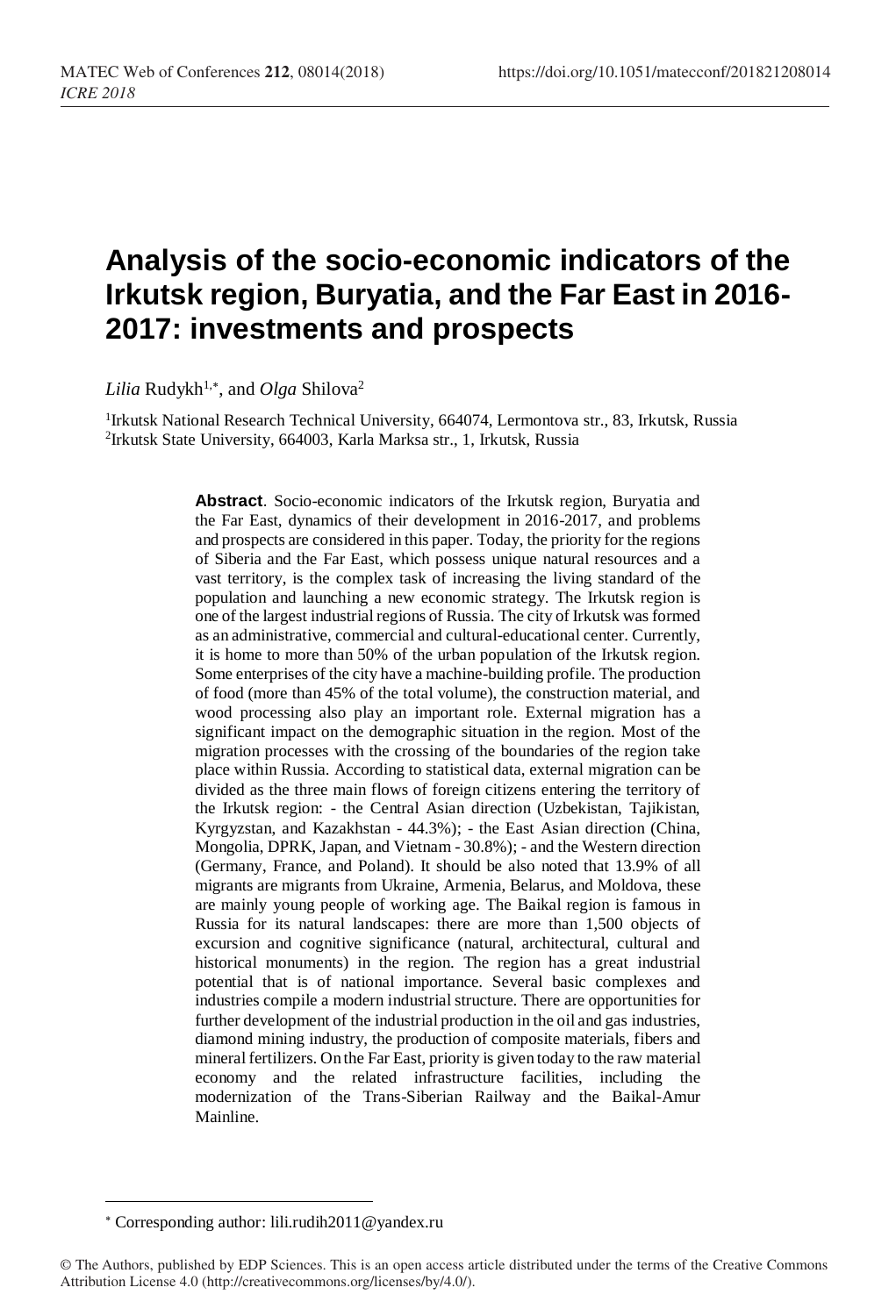# Analysis of the socio-economic indicators of the Irkutsk region, Buryatia, and the Far East in 2016-2017: investments and prospects

*Lilia* Rudykh[1,*], and *Olga* Shilova[2]

[1]Irkutsk National Research Technical University, 664074, Lermontova str., 83, Irkutsk, Russia
[2]Irkutsk State University, 664003, Karla Marksa str., 1, Irkutsk, Russia

**Abstract**. Socio-economic indicators of the Irkutsk region, Buryatia and the Far East, dynamics of their development in 2016-2017, and problems and prospects are considered in this paper. Today, the priority for the regions of Siberia and the Far East, which possess unique natural resources and a vast territory, is the complex task of increasing the living standard of the population and launching a new economic strategy. The Irkutsk region is one of the largest industrial regions of Russia. The city of Irkutsk was formed as an administrative, commercial and cultural-educational center. Currently, it is home to more than 50% of the urban population of the Irkutsk region. Some enterprises of the city have a machine-building profile. The production of food (more than 45% of the total volume), the construction material, and wood processing also play an important role. External migration has a significant impact on the demographic situation in the region. Most of the migration processes with the crossing of the boundaries of the region take place within Russia. According to statistical data, external migration can be divided as the three main flows of foreign citizens entering the territory of the Irkutsk region: - the Central Asian direction (Uzbekistan, Tajikistan, Kyrgyzstan, and Kazakhstan - 44.3%); - the East Asian direction (China, Mongolia, DPRK, Japan, and Vietnam - 30.8%); - and the Western direction (Germany, France, and Poland). It should be also noted that 13.9% of all migrants are migrants from Ukraine, Armenia, Belarus, and Moldova, these are mainly young people of working age. The Baikal region is famous in Russia for its natural landscapes: there are more than 1,500 objects of excursion and cognitive significance (natural, architectural, cultural and historical monuments) in the region. The region has a great industrial potential that is of national importance. Several basic complexes and industries compile a modern industrial structure. There are opportunities for further development of the industrial production in the oil and gas industries, diamond mining industry, the production of composite materials, fibers and mineral fertilizers. On the Far East, priority is given today to the raw material economy and the related infrastructure facilities, including the modernization of the Trans-Siberian Railway and the Baikal-Amur Mainline.

---

* Corresponding author: lili.rudih2011@yandex.ru

© The Authors, published by EDP Sciences. This is an open access article distributed under the terms of the Creative Commons Attribution License 4.0 (http://creativecommons.org/licenses/by/4.0/).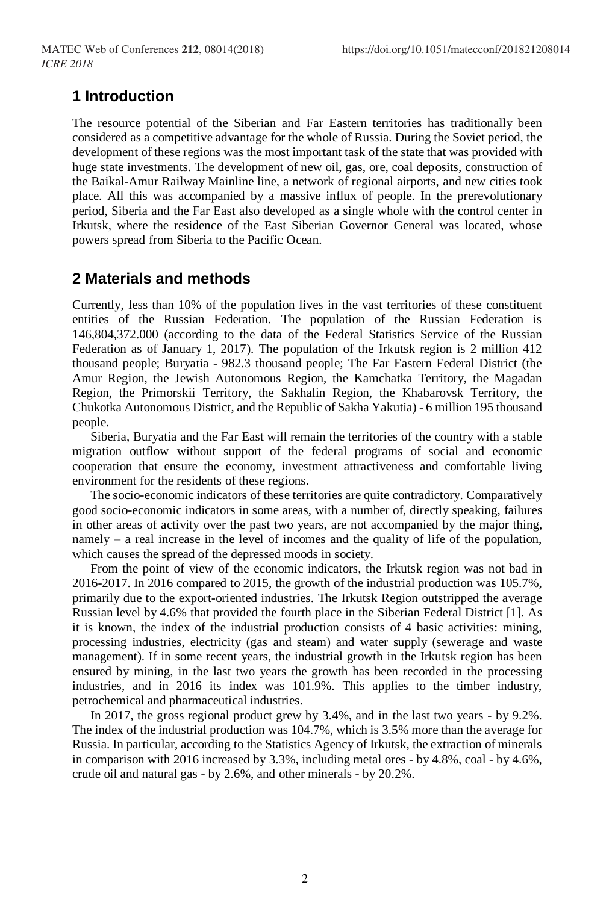## 1 Introduction

The resource potential of the Siberian and Far Eastern territories has traditionally been considered as a competitive advantage for the whole of Russia. During the Soviet period, the development of these regions was the most important task of the state that was provided with huge state investments. The development of new oil, gas, ore, coal deposits, construction of the Baikal-Amur Railway Mainline line, a network of regional airports, and new cities took place. All this was accompanied by a massive influx of people. In the prerevolutionary period, Siberia and the Far East also developed as a single whole with the control center in Irkutsk, where the residence of the East Siberian Governor General was located, whose powers spread from Siberia to the Pacific Ocean.

## 2 Materials and methods

Currently, less than 10% of the population lives in the vast territories of these constituent entities of the Russian Federation. The population of the Russian Federation is 146,804,372.000 (according to the data of the Federal Statistics Service of the Russian Federation as of January 1, 2017). The population of the Irkutsk region is 2 million 412 thousand people; Buryatia - 982.3 thousand people; The Far Eastern Federal District (the Amur Region, the Jewish Autonomous Region, the Kamchatka Territory, the Magadan Region, the Primorskii Territory, the Sakhalin Region, the Khabarovsk Territory, the Chukotka Autonomous District, and the Republic of Sakha Yakutia) - 6 million 195 thousand people.

Siberia, Buryatia and the Far East will remain the territories of the country with a stable migration outflow without support of the federal programs of social and economic cooperation that ensure the economy, investment attractiveness and comfortable living environment for the residents of these regions.

The socio-economic indicators of these territories are quite contradictory. Comparatively good socio-economic indicators in some areas, with a number of, directly speaking, failures in other areas of activity over the past two years, are not accompanied by the major thing, namely – a real increase in the level of incomes and the quality of life of the population, which causes the spread of the depressed moods in society.

From the point of view of the economic indicators, the Irkutsk region was not bad in 2016-2017. In 2016 compared to 2015, the growth of the industrial production was 105.7%, primarily due to the export-oriented industries. The Irkutsk Region outstripped the average Russian level by 4.6% that provided the fourth place in the Siberian Federal District [1]. As it is known, the index of the industrial production consists of 4 basic activities: mining, processing industries, electricity (gas and steam) and water supply (sewerage and waste management). If in some recent years, the industrial growth in the Irkutsk region has been ensured by mining, in the last two years the growth has been recorded in the processing industries, and in 2016 its index was 101.9%. This applies to the timber industry, petrochemical and pharmaceutical industries.

In 2017, the gross regional product grew by 3.4%, and in the last two years - by 9.2%. The index of the industrial production was 104.7%, which is 3.5% more than the average for Russia. In particular, according to the Statistics Agency of Irkutsk, the extraction of minerals in comparison with 2016 increased by 3.3%, including metal ores - by 4.8%, coal - by 4.6%, crude oil and natural gas - by 2.6%, and other minerals - by 20.2%.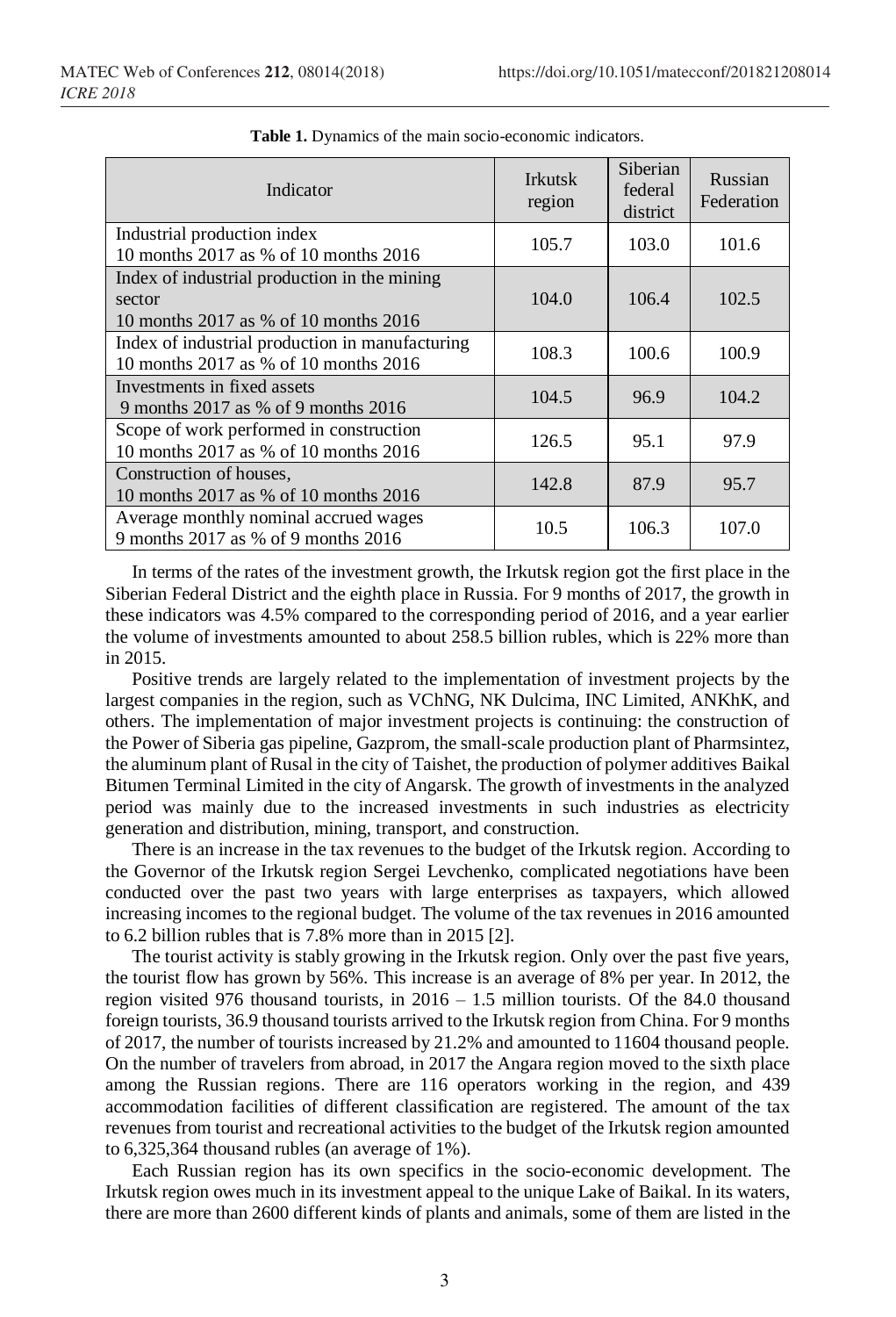**Table 1.** Dynamics of the main socio-economic indicators.

| Indicator | Irkutsk region | Siberian federal district | Russian Federation |
| --- | --- | --- | --- |
| Industrial production index<br>10 months 2017 as % of 10 months 2016 | 105.7 | 103.0 | 101.6 |
| Index of industrial production in the mining sector<br>10 months 2017 as % of 10 months 2016 | 104.0 | 106.4 | 102.5 |
| Index of industrial production in manufacturing<br>10 months 2017 as % of 10 months 2016 | 108.3 | 100.6 | 100.9 |
| Investments in fixed assets<br>9 months 2017 as % of 9 months 2016 | 104.5 | 96.9 | 104.2 |
| Scope of work performed in construction<br>10 months 2017 as % of 10 months 2016 | 126.5 | 95.1 | 97.9 |
| Construction of houses,<br>10 months 2017 as % of 10 months 2016 | 142.8 | 87.9 | 95.7 |
| Average monthly nominal accrued wages<br>9 months 2017 as % of 9 months 2016 | 10.5 | 106.3 | 107.0 |

In terms of the rates of the investment growth, the Irkutsk region got the first place in the Siberian Federal District and the eighth place in Russia. For 9 months of 2017, the growth in these indicators was 4.5% compared to the corresponding period of 2016, and a year earlier the volume of investments amounted to about 258.5 billion rubles, which is 22% more than in 2015.

Positive trends are largely related to the implementation of investment projects by the largest companies in the region, such as VChNG, NK Dulcima, INC Limited, ANKhK, and others. The implementation of major investment projects is continuing: the construction of the Power of Siberia gas pipeline, Gazprom, the small-scale production plant of Pharmsintez, the aluminum plant of Rusal in the city of Taishet, the production of polymer additives Baikal Bitumen Terminal Limited in the city of Angarsk. The growth of investments in the analyzed period was mainly due to the increased investments in such industries as electricity generation and distribution, mining, transport, and construction.

There is an increase in the tax revenues to the budget of the Irkutsk region. According to the Governor of the Irkutsk region Sergei Levchenko, complicated negotiations have been conducted over the past two years with large enterprises as taxpayers, which allowed increasing incomes to the regional budget. The volume of the tax revenues in 2016 amounted to 6.2 billion rubles that is 7.8% more than in 2015 [2].

The tourist activity is stably growing in the Irkutsk region. Only over the past five years, the tourist flow has grown by 56%. This increase is an average of 8% per year. In 2012, the region visited 976 thousand tourists, in 2016 – 1.5 million tourists. Of the 84.0 thousand foreign tourists, 36.9 thousand tourists arrived to the Irkutsk region from China. For 9 months of 2017, the number of tourists increased by 21.2% and amounted to 11604 thousand people. On the number of travelers from abroad, in 2017 the Angara region moved to the sixth place among the Russian regions. There are 116 operators working in the region, and 439 accommodation facilities of different classification are registered. The amount of the tax revenues from tourist and recreational activities to the budget of the Irkutsk region amounted to 6,325,364 thousand rubles (an average of 1%).

Each Russian region has its own specifics in the socio-economic development. The Irkutsk region owes much in its investment appeal to the unique Lake of Baikal. In its waters, there are more than 2600 different kinds of plants and animals, some of them are listed in the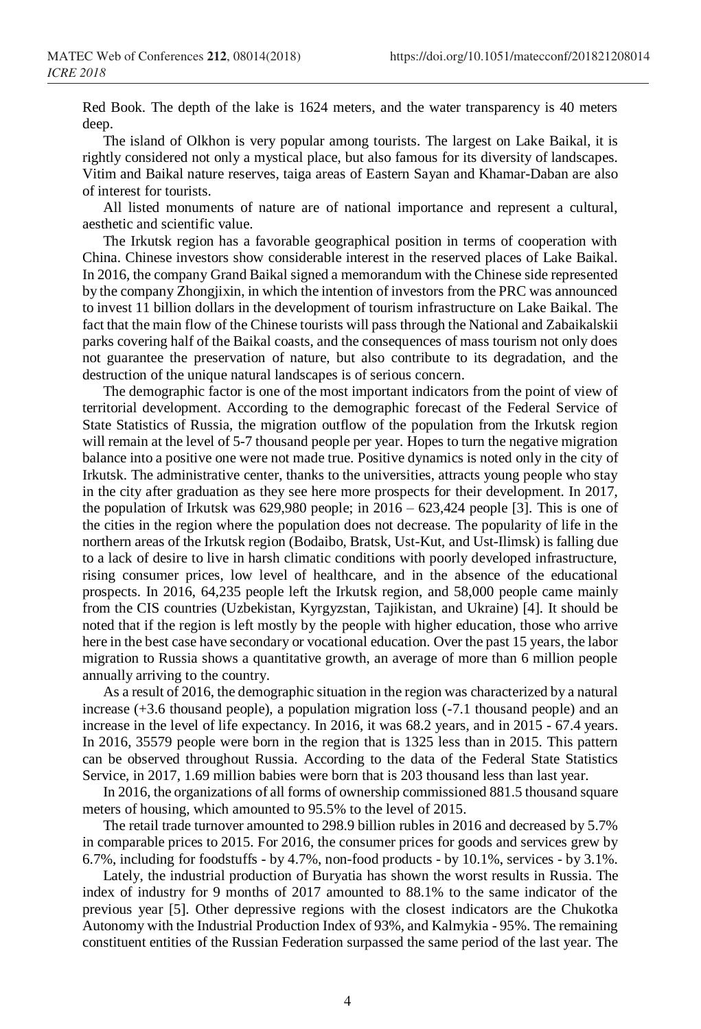Red Book. The depth of the lake is 1624 meters, and the water transparency is 40 meters deep.

The island of Olkhon is very popular among tourists. The largest on Lake Baikal, it is rightly considered not only a mystical place, but also famous for its diversity of landscapes. Vitim and Baikal nature reserves, taiga areas of Eastern Sayan and Khamar-Daban are also of interest for tourists.

All listed monuments of nature are of national importance and represent a cultural, aesthetic and scientific value.

The Irkutsk region has a favorable geographical position in terms of cooperation with China. Chinese investors show considerable interest in the reserved places of Lake Baikal. In 2016, the company Grand Baikal signed a memorandum with the Chinese side represented by the company Zhongjixin, in which the intention of investors from the PRC was announced to invest 11 billion dollars in the development of tourism infrastructure on Lake Baikal. The fact that the main flow of the Chinese tourists will pass through the National and Zabaikalskii parks covering half of the Baikal coasts, and the consequences of mass tourism not only does not guarantee the preservation of nature, but also contribute to its degradation, and the destruction of the unique natural landscapes is of serious concern.

The demographic factor is one of the most important indicators from the point of view of territorial development. According to the demographic forecast of the Federal Service of State Statistics of Russia, the migration outflow of the population from the Irkutsk region will remain at the level of 5-7 thousand people per year. Hopes to turn the negative migration balance into a positive one were not made true. Positive dynamics is noted only in the city of Irkutsk. The administrative center, thanks to the universities, attracts young people who stay in the city after graduation as they see here more prospects for their development. In 2017, the population of Irkutsk was 629,980 people; in 2016 – 623,424 people [3]. This is one of the cities in the region where the population does not decrease. The popularity of life in the northern areas of the Irkutsk region (Bodaibo, Bratsk, Ust-Kut, and Ust-Ilimsk) is falling due to a lack of desire to live in harsh climatic conditions with poorly developed infrastructure, rising consumer prices, low level of healthcare, and in the absence of the educational prospects. In 2016, 64,235 people left the Irkutsk region, and 58,000 people came mainly from the CIS countries (Uzbekistan, Kyrgyzstan, Tajikistan, and Ukraine) [4]. It should be noted that if the region is left mostly by the people with higher education, those who arrive here in the best case have secondary or vocational education. Over the past 15 years, the labor migration to Russia shows a quantitative growth, an average of more than 6 million people annually arriving to the country.

As a result of 2016, the demographic situation in the region was characterized by a natural increase (+3.6 thousand people), a population migration loss (-7.1 thousand people) and an increase in the level of life expectancy. In 2016, it was 68.2 years, and in 2015 - 67.4 years. In 2016, 35579 people were born in the region that is 1325 less than in 2015. This pattern can be observed throughout Russia. According to the data of the Federal State Statistics Service, in 2017, 1.69 million babies were born that is 203 thousand less than last year.

In 2016, the organizations of all forms of ownership commissioned 881.5 thousand square meters of housing, which amounted to 95.5% to the level of 2015.

The retail trade turnover amounted to 298.9 billion rubles in 2016 and decreased by 5.7% in comparable prices to 2015. For 2016, the consumer prices for goods and services grew by 6.7%, including for foodstuffs - by 4.7%, non-food products - by 10.1%, services - by 3.1%.

Lately, the industrial production of Buryatia has shown the worst results in Russia. The index of industry for 9 months of 2017 amounted to 88.1% to the same indicator of the previous year [5]. Other depressive regions with the closest indicators are the Chukotka Autonomy with the Industrial Production Index of 93%, and Kalmykia - 95%. The remaining constituent entities of the Russian Federation surpassed the same period of the last year. The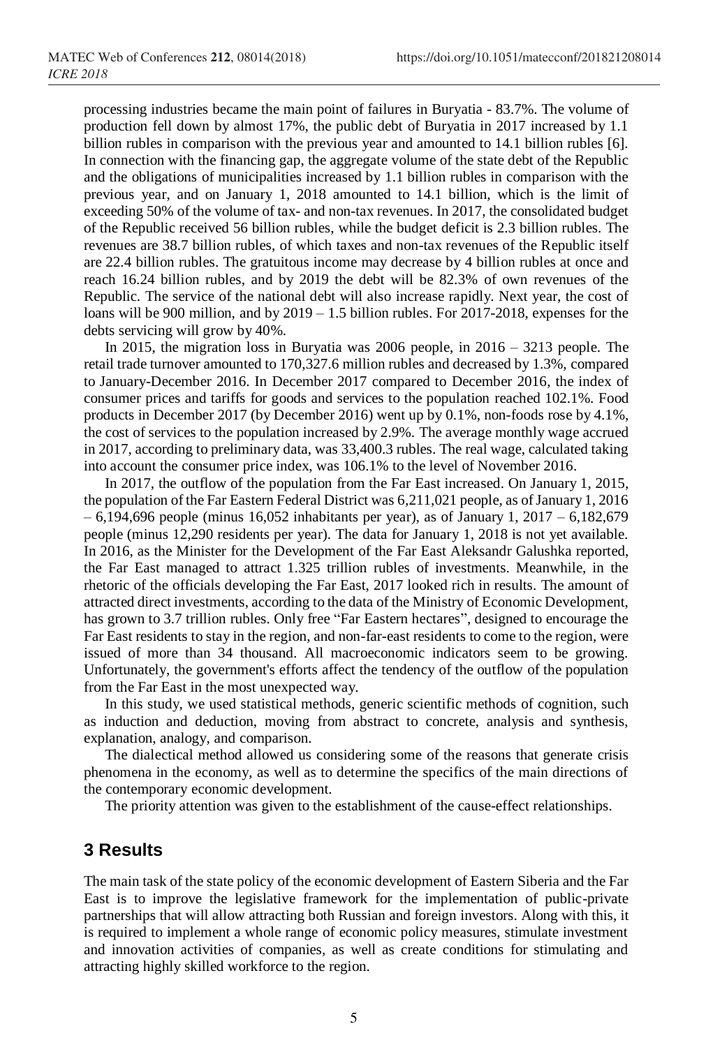processing industries became the main point of failures in Buryatia - 83.7%. The volume of production fell down by almost 17%, the public debt of Buryatia in 2017 increased by 1.1 billion rubles in comparison with the previous year and amounted to 14.1 billion rubles [6]. In connection with the financing gap, the aggregate volume of the state debt of the Republic and the obligations of municipalities increased by 1.1 billion rubles in comparison with the previous year, and on January 1, 2018 amounted to 14.1 billion, which is the limit of exceeding 50% of the volume of tax- and non-tax revenues. In 2017, the consolidated budget of the Republic received 56 billion rubles, while the budget deficit is 2.3 billion rubles. The revenues are 38.7 billion rubles, of which taxes and non-tax revenues of the Republic itself are 22.4 billion rubles. The gratuitous income may decrease by 4 billion rubles at once and reach 16.24 billion rubles, and by 2019 the debt will be 82.3% of own revenues of the Republic. The service of the national debt will also increase rapidly. Next year, the cost of loans will be 900 million, and by 2019 – 1.5 billion rubles. For 2017-2018, expenses for the debts servicing will grow by 40%.

In 2015, the migration loss in Buryatia was 2006 people, in 2016 – 3213 people. The retail trade turnover amounted to 170,327.6 million rubles and decreased by 1.3%, compared to January-December 2016. In December 2017 compared to December 2016, the index of consumer prices and tariffs for goods and services to the population reached 102.1%. Food products in December 2017 (by December 2016) went up by 0.1%, non-foods rose by 4.1%, the cost of services to the population increased by 2.9%. The average monthly wage accrued in 2017, according to preliminary data, was 33,400.3 rubles. The real wage, calculated taking into account the consumer price index, was 106.1% to the level of November 2016.

In 2017, the outflow of the population from the Far East increased. On January 1, 2015, the population of the Far Eastern Federal District was 6,211,021 people, as of January 1, 2016 – 6,194,696 people (minus 16,052 inhabitants per year), as of January 1, 2017 – 6,182,679 people (minus 12,290 residents per year). The data for January 1, 2018 is not yet available. In 2016, as the Minister for the Development of the Far East Aleksandr Galushka reported, the Far East managed to attract 1.325 trillion rubles of investments. Meanwhile, in the rhetoric of the officials developing the Far East, 2017 looked rich in results. The amount of attracted direct investments, according to the data of the Ministry of Economic Development, has grown to 3.7 trillion rubles. Only free "Far Eastern hectares", designed to encourage the Far East residents to stay in the region, and non-far-east residents to come to the region, were issued of more than 34 thousand. All macroeconomic indicators seem to be growing. Unfortunately, the government's efforts affect the tendency of the outflow of the population from the Far East in the most unexpected way.

In this study, we used statistical methods, generic scientific methods of cognition, such as induction and deduction, moving from abstract to concrete, analysis and synthesis, explanation, analogy, and comparison.

The dialectical method allowed us considering some of the reasons that generate crisis phenomena in the economy, as well as to determine the specifics of the main directions of the contemporary economic development.

The priority attention was given to the establishment of the cause-effect relationships.

## 3 Results

The main task of the state policy of the economic development of Eastern Siberia and the Far East is to improve the legislative framework for the implementation of public-private partnerships that will allow attracting both Russian and foreign investors. Along with this, it is required to implement a whole range of economic policy measures, stimulate investment and innovation activities of companies, as well as create conditions for stimulating and attracting highly skilled workforce to the region.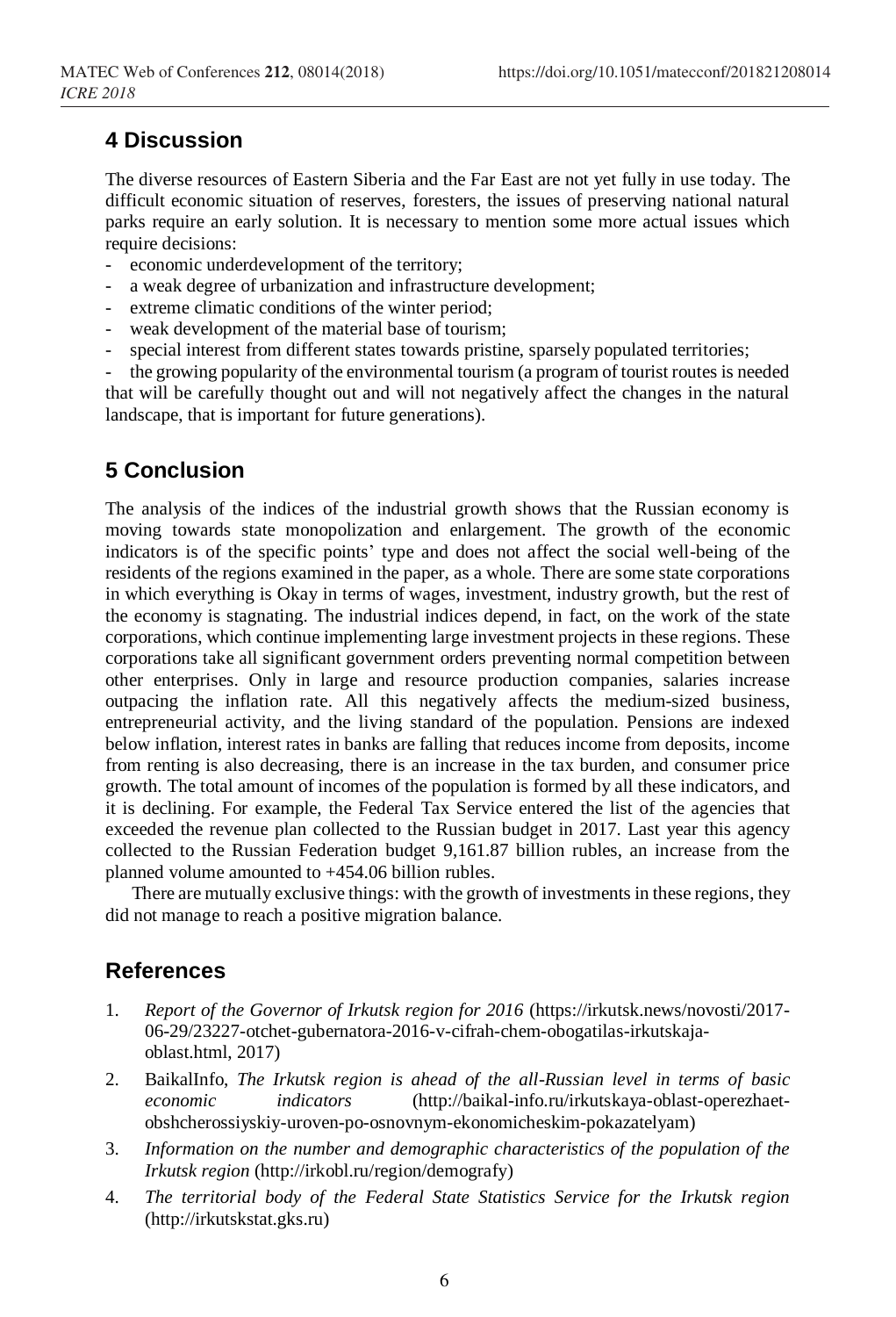## 4 Discussion

The diverse resources of Eastern Siberia and the Far East are not yet fully in use today. The difficult economic situation of reserves, foresters, the issues of preserving national natural parks require an early solution. It is necessary to mention some more actual issues which require decisions:

- economic underdevelopment of the territory;
- a weak degree of urbanization and infrastructure development;
- extreme climatic conditions of the winter period;
- weak development of the material base of tourism;
- special interest from different states towards pristine, sparsely populated territories;
- the growing popularity of the environmental tourism (a program of tourist routes is needed that will be carefully thought out and will not negatively affect the changes in the natural landscape, that is important for future generations).

## 5 Conclusion

The analysis of the indices of the industrial growth shows that the Russian economy is moving towards state monopolization and enlargement. The growth of the economic indicators is of the specific points' type and does not affect the social well-being of the residents of the regions examined in the paper, as a whole. There are some state corporations in which everything is Okay in terms of wages, investment, industry growth, but the rest of the economy is stagnating. The industrial indices depend, in fact, on the work of the state corporations, which continue implementing large investment projects in these regions. These corporations take all significant government orders preventing normal competition between other enterprises. Only in large and resource production companies, salaries increase outpacing the inflation rate. All this negatively affects the medium-sized business, entrepreneurial activity, and the living standard of the population. Pensions are indexed below inflation, interest rates in banks are falling that reduces income from deposits, income from renting is also decreasing, there is an increase in the tax burden, and consumer price growth. The total amount of incomes of the population is formed by all these indicators, and it is declining. For example, the Federal Tax Service entered the list of the agencies that exceeded the revenue plan collected to the Russian budget in 2017. Last year this agency collected to the Russian Federation budget 9,161.87 billion rubles, an increase from the planned volume amounted to +454.06 billion rubles.

There are mutually exclusive things: with the growth of investments in these regions, they did not manage to reach a positive migration balance.

## References

1. *Report of the Governor of Irkutsk region for 2016* (https://irkutsk.news/novosti/2017-06-29/23227-otchet-gubernatora-2016-v-cifrah-chem-obogatilas-irkutskaja-oblast.html, 2017)
2. BaikalInfo, *The Irkutsk region is ahead of the all-Russian level in terms of basic economic indicators* (http://baikal-info.ru/irkutskaya-oblast-operezhaet-obshcherossiyskiy-uroven-po-osnovnym-ekonomicheskim-pokazatelyam)
3. *Information on the number and demographic characteristics of the population of the Irkutsk region* (http://irkobl.ru/region/demografy)
4. *The territorial body of the Federal State Statistics Service for the Irkutsk region* (http://irkutskstat.gks.ru)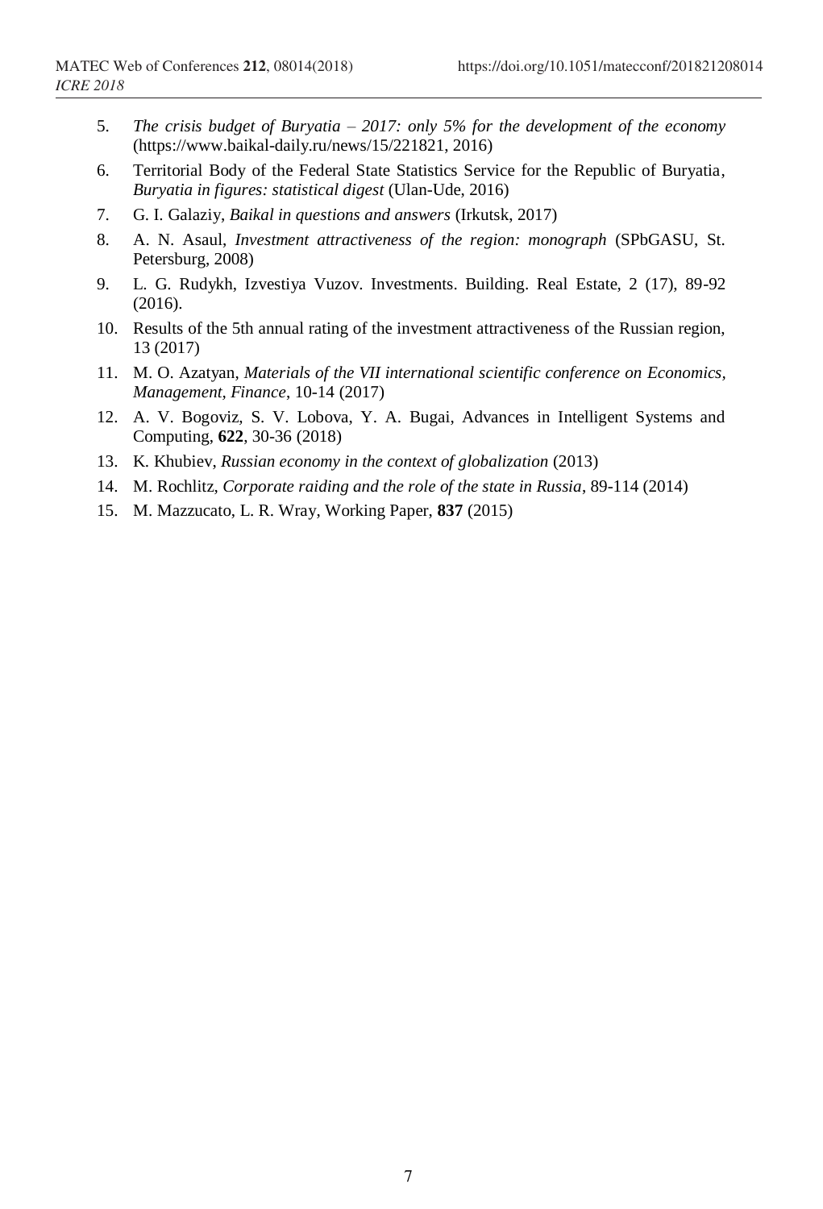5. *The crisis budget of Buryatia – 2017: only 5% for the development of the economy* (https://www.baikal-daily.ru/news/15/221821, 2016)
6. Territorial Body of the Federal State Statistics Service for the Republic of Buryatia, *Buryatia in figures: statistical digest* (Ulan-Ude, 2016)
7. G. I. Galaziy, *Baikal in questions and answers* (Irkutsk, 2017)
8. A. N. Asaul, *Investment attractiveness of the region: monograph* (SPbGASU, St. Petersburg, 2008)
9. L. G. Rudykh, Izvestiya Vuzov. Investments. Building. Real Estate, 2 (17), 89-92 (2016).
10. Results of the 5th annual rating of the investment attractiveness of the Russian region, 13 (2017)
11. M. O. Azatyan, *Materials of the VII international scientific conference on Economics, Management, Finance*, 10-14 (2017)
12. A. V. Bogoviz, S. V. Lobova, Y. A. Bugai, Advances in Intelligent Systems and Computing, **622**, 30-36 (2018)
13. K. Khubiev, *Russian economy in the context of globalization* (2013)
14. M. Rochlitz, *Corporate raiding and the role of the state in Russia*, 89-114 (2014)
15. M. Mazzucato, L. R. Wray, Working Paper, **837** (2015)